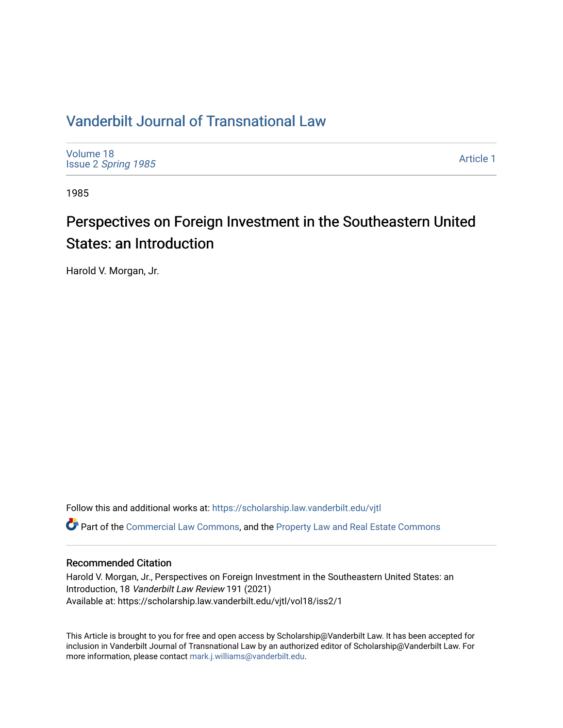# Vanderbilt Journal of Transnational Law

Volume 18
Issue 2 *Spring 1985*

Article 1

1985

## Perspectives on Foreign Investment in the Southeastern United States: an Introduction

Harold V. Morgan, Jr.

Follow this and additional works at: https://scholarship.law.vanderbilt.edu/vjtl

Part of the Commercial Law Commons, and the Property Law and Real Estate Commons

### Recommended Citation

Harold V. Morgan, Jr., Perspectives on Foreign Investment in the Southeastern United States: an Introduction, 18 *Vanderbilt Law Review* 191 (2021)
Available at: https://scholarship.law.vanderbilt.edu/vjtl/vol18/iss2/1

This Article is brought to you for free and open access by Scholarship@Vanderbilt Law. It has been accepted for inclusion in Vanderbilt Journal of Transnational Law by an authorized editor of Scholarship@Vanderbilt Law. For more information, please contact mark.j.williams@vanderbilt.edu.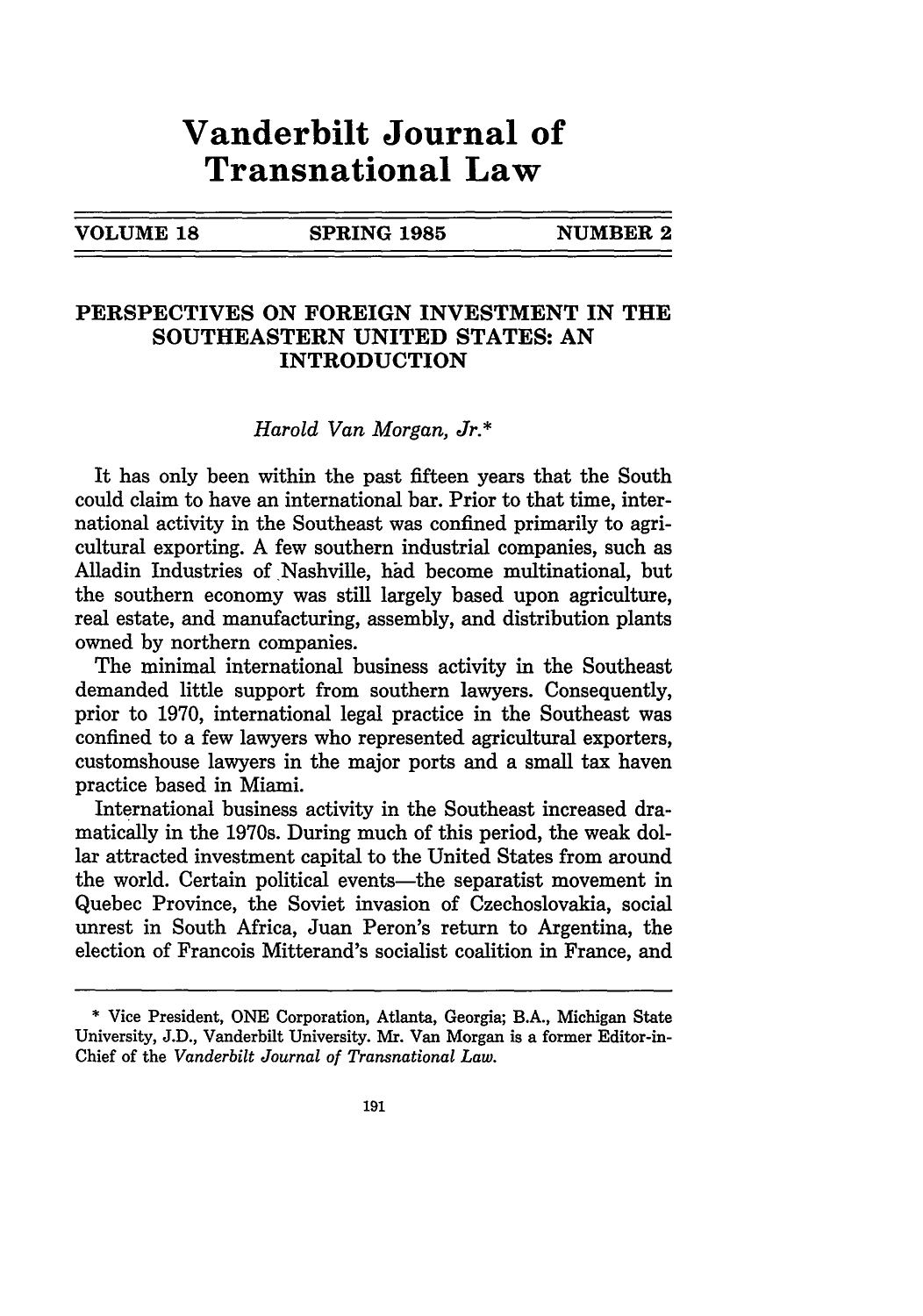# Vanderbilt Journal of Transnational Law

VOLUME 18 | SPRING 1985 | NUMBER 2

## PERSPECTIVES ON FOREIGN INVESTMENT IN THE SOUTHEASTERN UNITED STATES: AN INTRODUCTION

*Harold Van Morgan, Jr.**

It has only been within the past fifteen years that the South could claim to have an international bar. Prior to that time, international activity in the Southeast was confined primarily to agricultural exporting. A few southern industrial companies, such as Alladin Industries of Nashville, had become multinational, but the southern economy was still largely based upon agriculture, real estate, and manufacturing, assembly, and distribution plants owned by northern companies.

The minimal international business activity in the Southeast demanded little support from southern lawyers. Consequently, prior to 1970, international legal practice in the Southeast was confined to a few lawyers who represented agricultural exporters, customshouse lawyers in the major ports and a small tax haven practice based in Miami.

International business activity in the Southeast increased dramatically in the 1970s. During much of this period, the weak dollar attracted investment capital to the United States from around the world. Certain political events—the separatist movement in Quebec Province, the Soviet invasion of Czechoslovakia, social unrest in South Africa, Juan Peron's return to Argentina, the election of Francois Mitterand's socialist coalition in France, and

---

* Vice President, ONE Corporation, Atlanta, Georgia; B.A., Michigan State University, J.D., Vanderbilt University. Mr. Van Morgan is a former Editor-in-Chief of the *Vanderbilt Journal of Transnational Law*.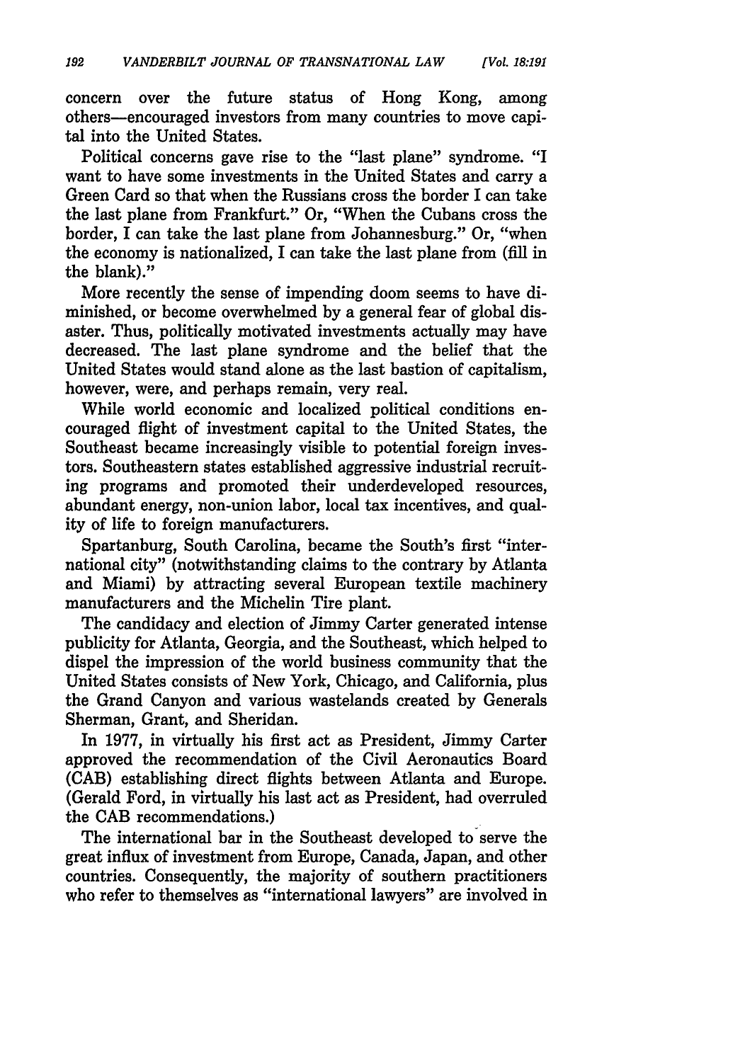concern over the future status of Hong Kong, among others—encouraged investors from many countries to move capital into the United States.

Political concerns gave rise to the "last plane" syndrome. "I want to have some investments in the United States and carry a Green Card so that when the Russians cross the border I can take the last plane from Frankfurt." Or, "When the Cubans cross the border, I can take the last plane from Johannesburg." Or, "when the economy is nationalized, I can take the last plane from (fill in the blank)."

More recently the sense of impending doom seems to have diminished, or become overwhelmed by a general fear of global disaster. Thus, politically motivated investments actually may have decreased. The last plane syndrome and the belief that the United States would stand alone as the last bastion of capitalism, however, were, and perhaps remain, very real.

While world economic and localized political conditions encouraged flight of investment capital to the United States, the Southeast became increasingly visible to potential foreign investors. Southeastern states established aggressive industrial recruiting programs and promoted their underdeveloped resources, abundant energy, non-union labor, local tax incentives, and quality of life to foreign manufacturers.

Spartanburg, South Carolina, became the South's first "international city" (notwithstanding claims to the contrary by Atlanta and Miami) by attracting several European textile machinery manufacturers and the Michelin Tire plant.

The candidacy and election of Jimmy Carter generated intense publicity for Atlanta, Georgia, and the Southeast, which helped to dispel the impression of the world business community that the United States consists of New York, Chicago, and California, plus the Grand Canyon and various wastelands created by Generals Sherman, Grant, and Sheridan.

In 1977, in virtually his first act as President, Jimmy Carter approved the recommendation of the Civil Aeronautics Board (CAB) establishing direct flights between Atlanta and Europe. (Gerald Ford, in virtually his last act as President, had overruled the CAB recommendations.)

The international bar in the Southeast developed to serve the great influx of investment from Europe, Canada, Japan, and other countries. Consequently, the majority of southern practitioners who refer to themselves as "international lawyers" are involved in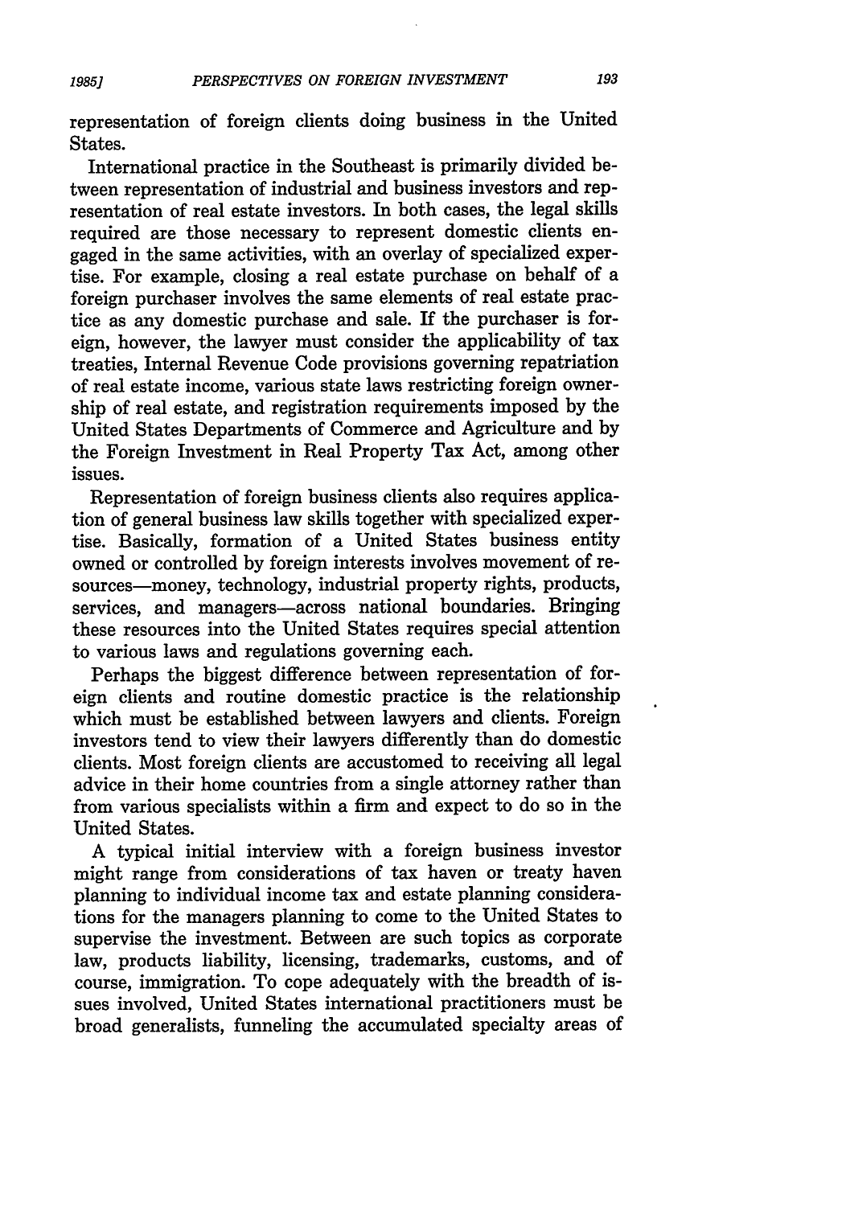representation of foreign clients doing business in the United States.

International practice in the Southeast is primarily divided between representation of industrial and business investors and representation of real estate investors. In both cases, the legal skills required are those necessary to represent domestic clients engaged in the same activities, with an overlay of specialized expertise. For example, closing a real estate purchase on behalf of a foreign purchaser involves the same elements of real estate practice as any domestic purchase and sale. If the purchaser is foreign, however, the lawyer must consider the applicability of tax treaties, Internal Revenue Code provisions governing repatriation of real estate income, various state laws restricting foreign ownership of real estate, and registration requirements imposed by the United States Departments of Commerce and Agriculture and by the Foreign Investment in Real Property Tax Act, among other issues.

Representation of foreign business clients also requires application of general business law skills together with specialized expertise. Basically, formation of a United States business entity owned or controlled by foreign interests involves movement of resources—money, technology, industrial property rights, products, services, and managers—across national boundaries. Bringing these resources into the United States requires special attention to various laws and regulations governing each.

Perhaps the biggest difference between representation of foreign clients and routine domestic practice is the relationship which must be established between lawyers and clients. Foreign investors tend to view their lawyers differently than do domestic clients. Most foreign clients are accustomed to receiving all legal advice in their home countries from a single attorney rather than from various specialists within a firm and expect to do so in the United States.

A typical initial interview with a foreign business investor might range from considerations of tax haven or treaty haven planning to individual income tax and estate planning considerations for the managers planning to come to the United States to supervise the investment. Between are such topics as corporate law, products liability, licensing, trademarks, customs, and of course, immigration. To cope adequately with the breadth of issues involved, United States international practitioners must be broad generalists, funneling the accumulated specialty areas of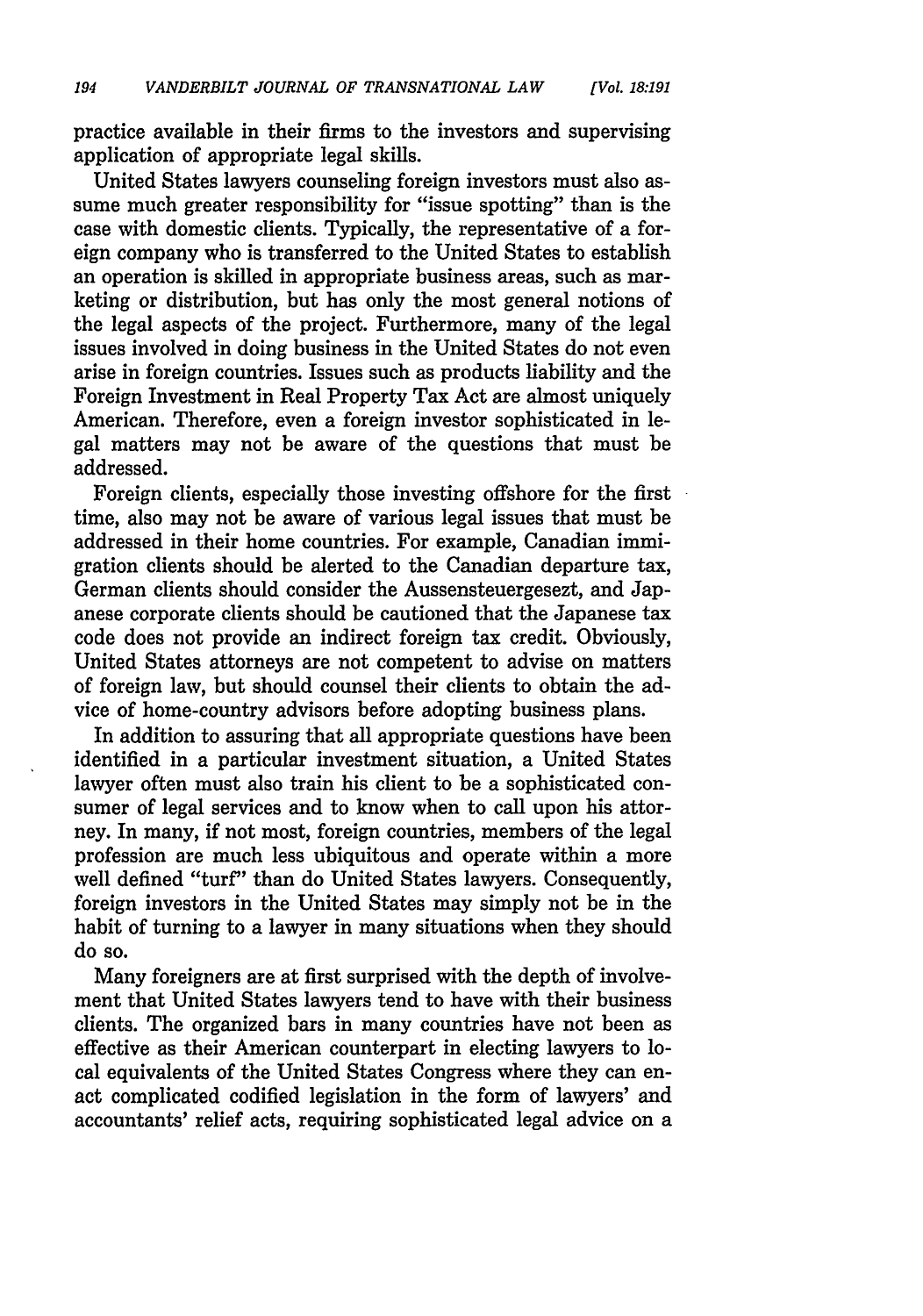practice available in their firms to the investors and supervising application of appropriate legal skills.

United States lawyers counseling foreign investors must also assume much greater responsibility for "issue spotting" than is the case with domestic clients. Typically, the representative of a foreign company who is transferred to the United States to establish an operation is skilled in appropriate business areas, such as marketing or distribution, but has only the most general notions of the legal aspects of the project. Furthermore, many of the legal issues involved in doing business in the United States do not even arise in foreign countries. Issues such as products liability and the Foreign Investment in Real Property Tax Act are almost uniquely American. Therefore, even a foreign investor sophisticated in legal matters may not be aware of the questions that must be addressed.

Foreign clients, especially those investing offshore for the first time, also may not be aware of various legal issues that must be addressed in their home countries. For example, Canadian immigration clients should be alerted to the Canadian departure tax, German clients should consider the Aussensteuergesezt, and Japanese corporate clients should be cautioned that the Japanese tax code does not provide an indirect foreign tax credit. Obviously, United States attorneys are not competent to advise on matters of foreign law, but should counsel their clients to obtain the advice of home-country advisors before adopting business plans.

In addition to assuring that all appropriate questions have been identified in a particular investment situation, a United States lawyer often must also train his client to be a sophisticated consumer of legal services and to know when to call upon his attorney. In many, if not most, foreign countries, members of the legal profession are much less ubiquitous and operate within a more well defined "turf" than do United States lawyers. Consequently, foreign investors in the United States may simply not be in the habit of turning to a lawyer in many situations when they should do so.

Many foreigners are at first surprised with the depth of involvement that United States lawyers tend to have with their business clients. The organized bars in many countries have not been as effective as their American counterpart in electing lawyers to local equivalents of the United States Congress where they can enact complicated codified legislation in the form of lawyers' and accountants' relief acts, requiring sophisticated legal advice on a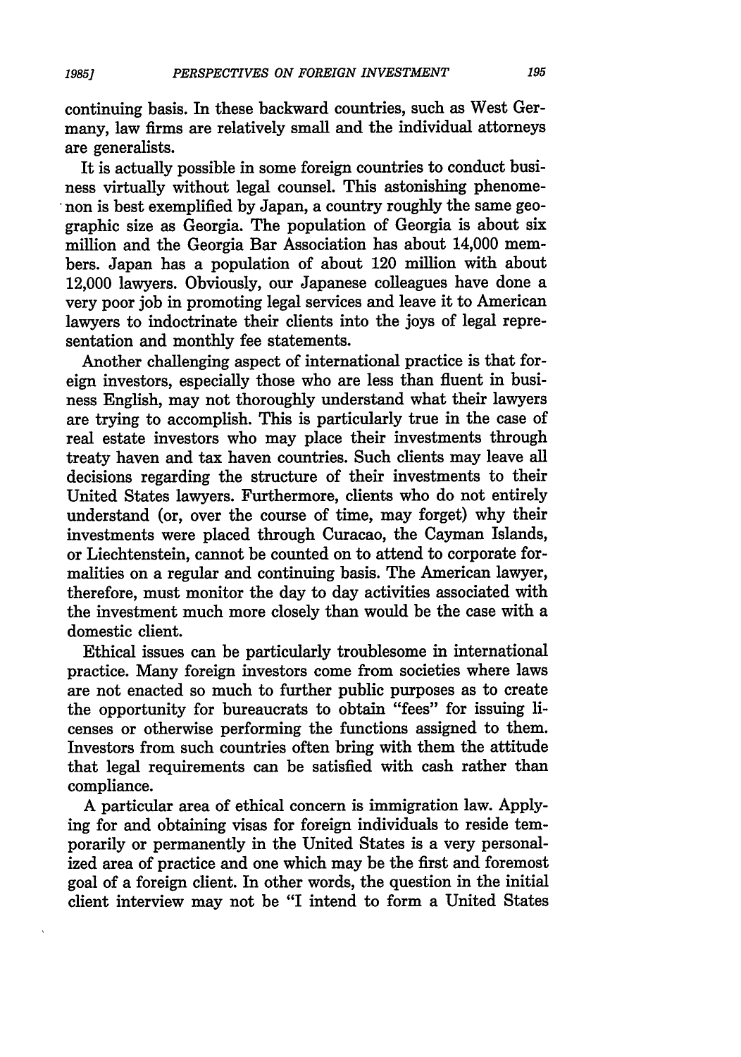continuing basis. In these backward countries, such as West Germany, law firms are relatively small and the individual attorneys are generalists.

It is actually possible in some foreign countries to conduct business virtually without legal counsel. This astonishing phenomenon is best exemplified by Japan, a country roughly the same geographic size as Georgia. The population of Georgia is about six million and the Georgia Bar Association has about 14,000 members. Japan has a population of about 120 million with about 12,000 lawyers. Obviously, our Japanese colleagues have done a very poor job in promoting legal services and leave it to American lawyers to indoctrinate their clients into the joys of legal representation and monthly fee statements.

Another challenging aspect of international practice is that foreign investors, especially those who are less than fluent in business English, may not thoroughly understand what their lawyers are trying to accomplish. This is particularly true in the case of real estate investors who may place their investments through treaty haven and tax haven countries. Such clients may leave all decisions regarding the structure of their investments to their United States lawyers. Furthermore, clients who do not entirely understand (or, over the course of time, may forget) why their investments were placed through Curacao, the Cayman Islands, or Liechtenstein, cannot be counted on to attend to corporate formalities on a regular and continuing basis. The American lawyer, therefore, must monitor the day to day activities associated with the investment much more closely than would be the case with a domestic client.

Ethical issues can be particularly troublesome in international practice. Many foreign investors come from societies where laws are not enacted so much to further public purposes as to create the opportunity for bureaucrats to obtain "fees" for issuing licenses or otherwise performing the functions assigned to them. Investors from such countries often bring with them the attitude that legal requirements can be satisfied with cash rather than compliance.

A particular area of ethical concern is immigration law. Applying for and obtaining visas for foreign individuals to reside temporarily or permanently in the United States is a very personalized area of practice and one which may be the first and foremost goal of a foreign client. In other words, the question in the initial client interview may not be "I intend to form a United States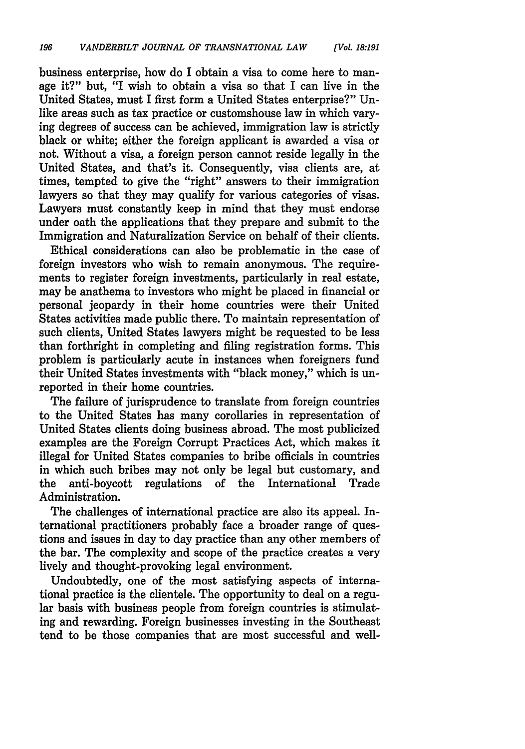business enterprise, how do I obtain a visa to come here to manage it?" but, "I wish to obtain a visa so that I can live in the United States, must I first form a United States enterprise?" Unlike areas such as tax practice or customshouse law in which varying degrees of success can be achieved, immigration law is strictly black or white; either the foreign applicant is awarded a visa or not. Without a visa, a foreign person cannot reside legally in the United States, and that's it. Consequently, visa clients are, at times, tempted to give the "right" answers to their immigration lawyers so that they may qualify for various categories of visas. Lawyers must constantly keep in mind that they must endorse under oath the applications that they prepare and submit to the Immigration and Naturalization Service on behalf of their clients.

Ethical considerations can also be problematic in the case of foreign investors who wish to remain anonymous. The requirements to register foreign investments, particularly in real estate, may be anathema to investors who might be placed in financial or personal jeopardy in their home countries were their United States activities made public there. To maintain representation of such clients, United States lawyers might be requested to be less than forthright in completing and filing registration forms. This problem is particularly acute in instances when foreigners fund their United States investments with "black money," which is unreported in their home countries.

The failure of jurisprudence to translate from foreign countries to the United States has many corollaries in representation of United States clients doing business abroad. The most publicized examples are the Foreign Corrupt Practices Act, which makes it illegal for United States companies to bribe officials in countries in which such bribes may not only be legal but customary, and the anti-boycott regulations of the International Trade Administration.

The challenges of international practice are also its appeal. International practitioners probably face a broader range of questions and issues in day to day practice than any other members of the bar. The complexity and scope of the practice creates a very lively and thought-provoking legal environment.

Undoubtedly, one of the most satisfying aspects of international practice is the clientele. The opportunity to deal on a regular basis with business people from foreign countries is stimulating and rewarding. Foreign businesses investing in the Southeast tend to be those companies that are most successful and well-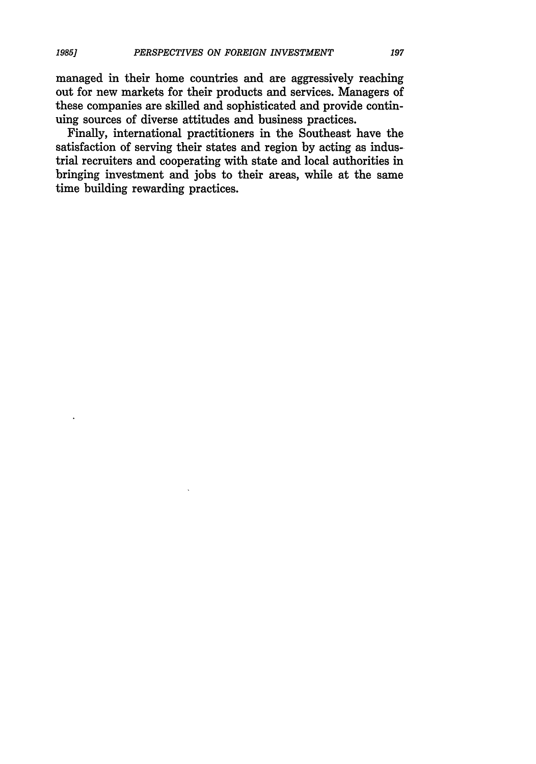managed in their home countries and are aggressively reaching out for new markets for their products and services. Managers of these companies are skilled and sophisticated and provide continuing sources of diverse attitudes and business practices.

Finally, international practitioners in the Southeast have the satisfaction of serving their states and region by acting as industrial recruiters and cooperating with state and local authorities in bringing investment and jobs to their areas, while at the same time building rewarding practices.